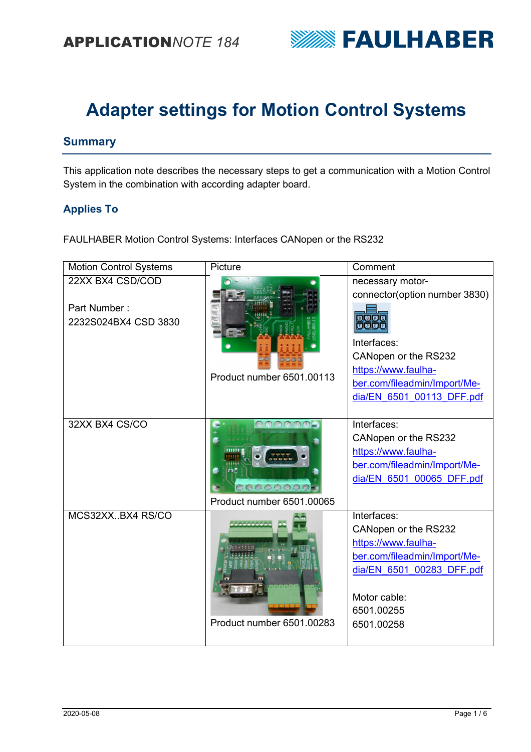APPLICATION NOTE 184

# Adapter settings for Motion Control Systems

## Summary

This application note describes the necessary steps to get a communication with a Motion Control System in the combination with according adapter board.

## Applies To

FAULHABER Motion Control Systems: Interfaces CANopen or the RS232

| Motion Control Systems | Picture | Comment |
|---|---|---|
| 22XX BX4 CSD/COD<br><br>Part Number :<br>2232S024BX4 CSD 3830 | Product number 6501.00113 | necessary motor-connector(option number 3830)<br>Interfaces:<br>CANopen or the RS232<br>https://www.faulhaber.com/fileadmin/Import/Media/EN_6501_00113_DFF.pdf |
| 32XX BX4 CS/CO | Product number 6501.00065 | Interfaces:<br>CANopen or the RS232<br>https://www.faulhaber.com/fileadmin/Import/Media/EN_6501_00065_DFF.pdf |
| MCS32XX..BX4 RS/CO | Product number 6501.00283 | Interfaces:<br>CANopen or the RS232<br>https://www.faulhaber.com/fileadmin/Import/Media/EN_6501_00283_DFF.pdf<br><br>Motor cable:<br>6501.00255<br>6501.00258 |

2020-05-08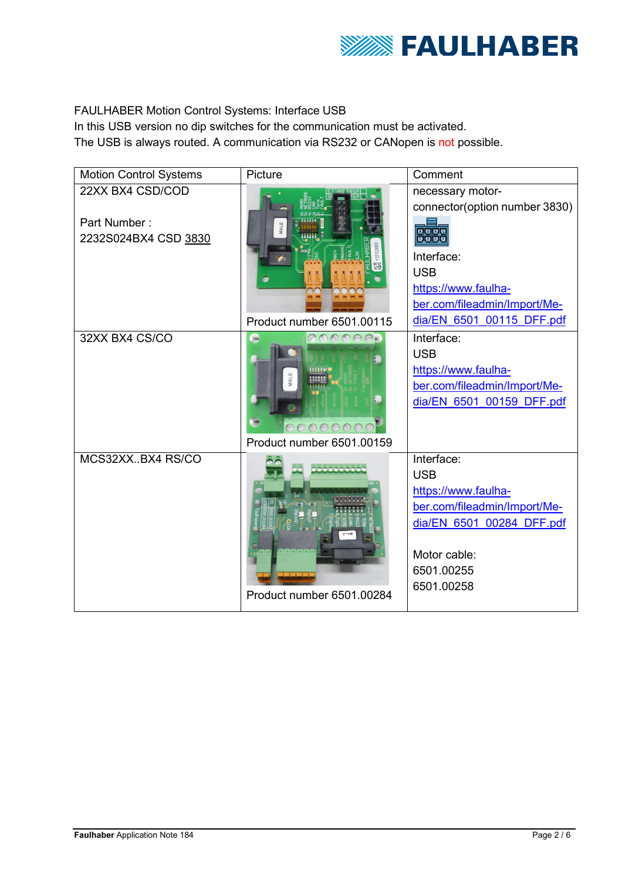FAULHABER Motion Control Systems: Interface USB
In this USB version no dip switches for the communication must be activated.
The USB is always routed. A communication via RS232 or CANopen is not possible.

| Motion Control Systems | Picture | Comment |
|---|---|---|
| 22XX BX4 CSD/COD<br><br>Part Number :<br>2232S024BX4 CSD 3830 | Product number 6501.00115 | necessary motor-connector(option number 3830)<br>Interface:<br>USB<br>https://www.faulhaber.com/fileadmin/Import/Media/EN_6501_00115_DFF.pdf |
| 32XX BX4 CS/CO | Product number 6501.00159 | Interface:<br>USB<br>https://www.faulhaber.com/fileadmin/Import/Media/EN_6501_00159_DFF.pdf |
| MCS32XX..BX4 RS/CO | Product number 6501.00284 | Interface:<br>USB<br>https://www.faulhaber.com/fileadmin/Import/Media/EN_6501_00284_DFF.pdf<br><br>Motor cable:<br>6501.00255<br>6501.00258 |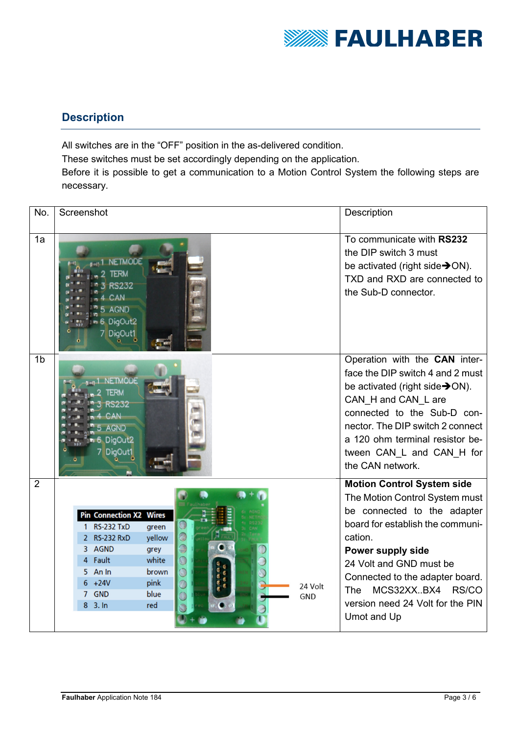## Description

All switches are in the "OFF" position in the as-delivered condition.
These switches must be set accordingly depending on the application.
Before it is possible to get a communication to a Motion Control System the following steps are necessary.

| No. | Screenshot | Description |
|---|---|---|
| 1a | 1 NETMODE<br>2 TERM<br>3 RS232<br>4 CAN<br>5 AGND<br>6 DigOut2<br>7 DigOut1 | To communicate with **RS232** the DIP switch 3 must be activated (right side➔ON). TXD and RXD are connected to the Sub-D connector. |
| 1b | 1 NETMODE<br>2 TERM<br>3 RS232<br>4 CAN<br>5 AGND<br>6 DigOut2<br>7 DigOut1 | Operation with the **CAN** interface the DIP switch 4 and 2 must be activated (right side➔ON). CAN_H and CAN_L are connected to the Sub-D connector. The DIP switch 2 connect a 120 ohm terminal resistor between CAN_L and CAN_H for the CAN network. |
| 2 | Pin Connection X2 / Wires:<br>1 RS-232 TxD – green<br>2 RS-232 RxD – yellow<br>3 AGND – grey<br>4 Fault – white<br>5 An In – brown<br>6 +24V – pink<br>7 GND – blue<br>8 3. In – red<br><br>24 Volt<br>GND | **Motion Control System side**<br>The Motion Control System must be connected to the adapter board for establish the communication.<br>**Power supply side**<br>24 Volt and GND must be Connected to the adapter board. The MCS32XX..BX4 RS/CO version need 24 Volt for the PIN Umot and Up |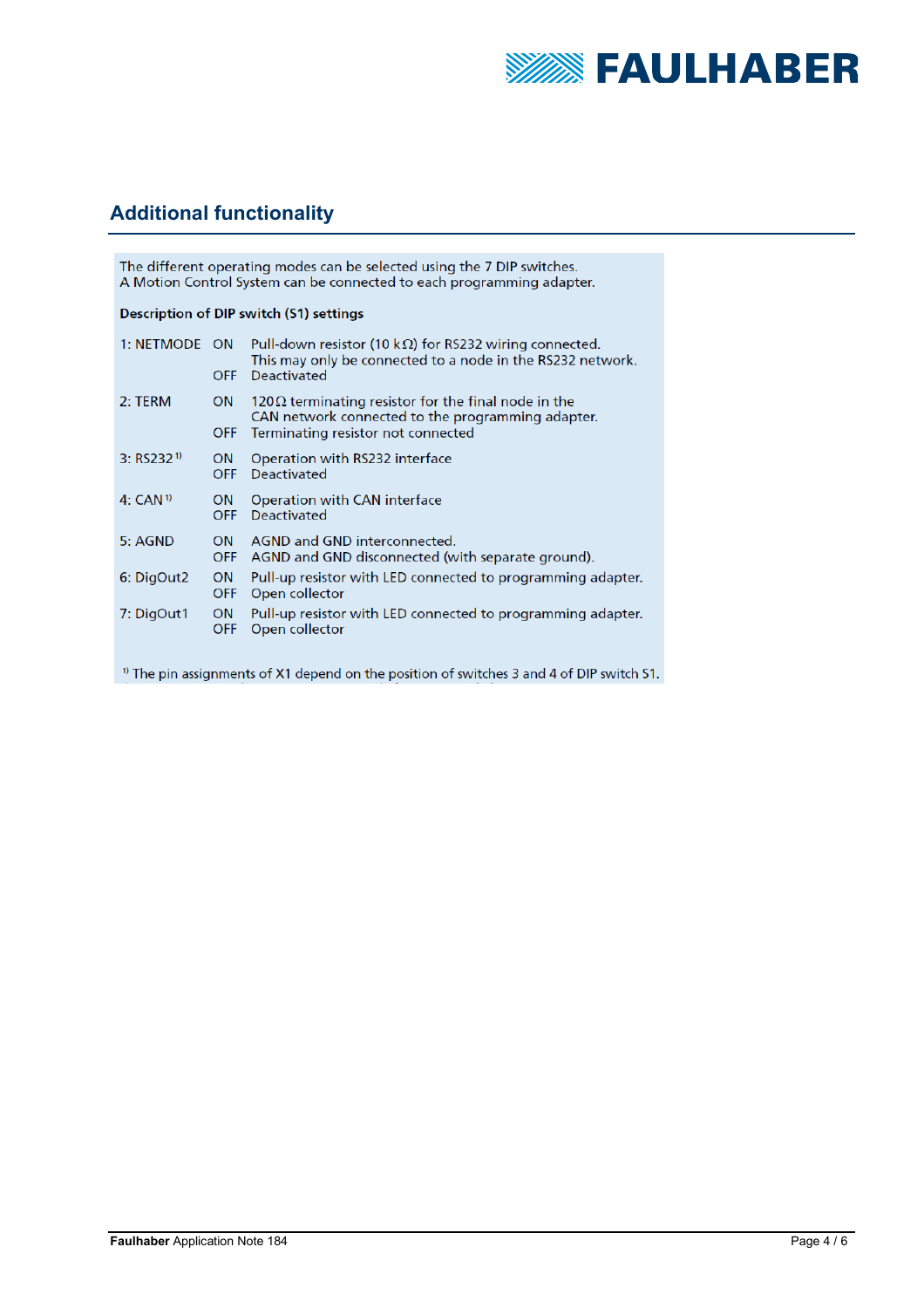## Additional functionality

The different operating modes can be selected using the 7 DIP switches.
A Motion Control System can be connected to each programming adapter.

**Description of DIP switch (S1) settings**

| | | |
|---|---|---|
| 1: NETMODE | ON | Pull-down resistor (10 kΩ) for RS232 wiring connected. This may only be connected to a node in the RS232 network. |
| | OFF | Deactivated |
| 2: TERM | ON | 120 Ω terminating resistor for the final node in the CAN network connected to the programming adapter. |
| | OFF | Terminating resistor not connected |
| 3: RS232 [1] | ON | Operation with RS232 interface |
| | OFF | Deactivated |
| 4: CAN [1] | ON | Operation with CAN interface |
| | OFF | Deactivated |
| 5: AGND | ON | AGND and GND interconnected. |
| | OFF | AGND and GND disconnected (with separate ground). |
| 6: DigOut2 | ON | Pull-up resistor with LED connected to programming adapter. |
| | OFF | Open collector |
| 7: DigOut1 | ON | Pull-up resistor with LED connected to programming adapter. |
| | OFF | Open collector |

[1] The pin assignments of X1 depend on the position of switches 3 and 4 of DIP switch S1.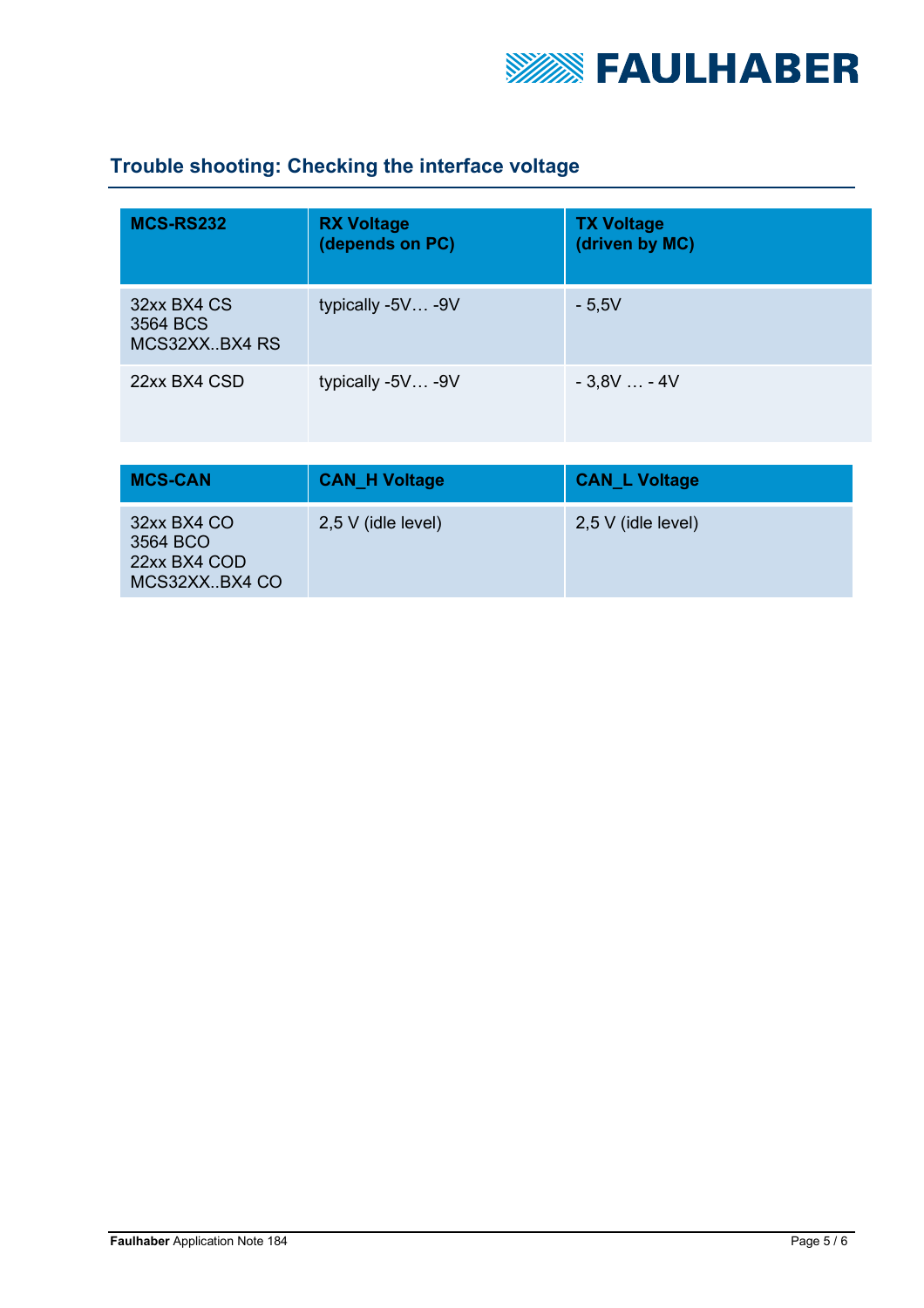## Trouble shooting: Checking the interface voltage

| MCS-RS232 | RX Voltage (depends on PC) | TX Voltage (driven by MC) |
|---|---|---|
| 32xx BX4 CS<br>3564 BCS<br>MCS32XX..BX4 RS | typically -5V… -9V | - 5,5V |
| 22xx BX4 CSD | typically -5V… -9V | - 3,8V … - 4V |

| MCS-CAN | CAN_H Voltage | CAN_L Voltage |
|---|---|---|
| 32xx BX4 CO<br>3564 BCO<br>22xx BX4 COD<br>MCS32XX..BX4 CO | 2,5 V (idle level) | 2,5 V (idle level) |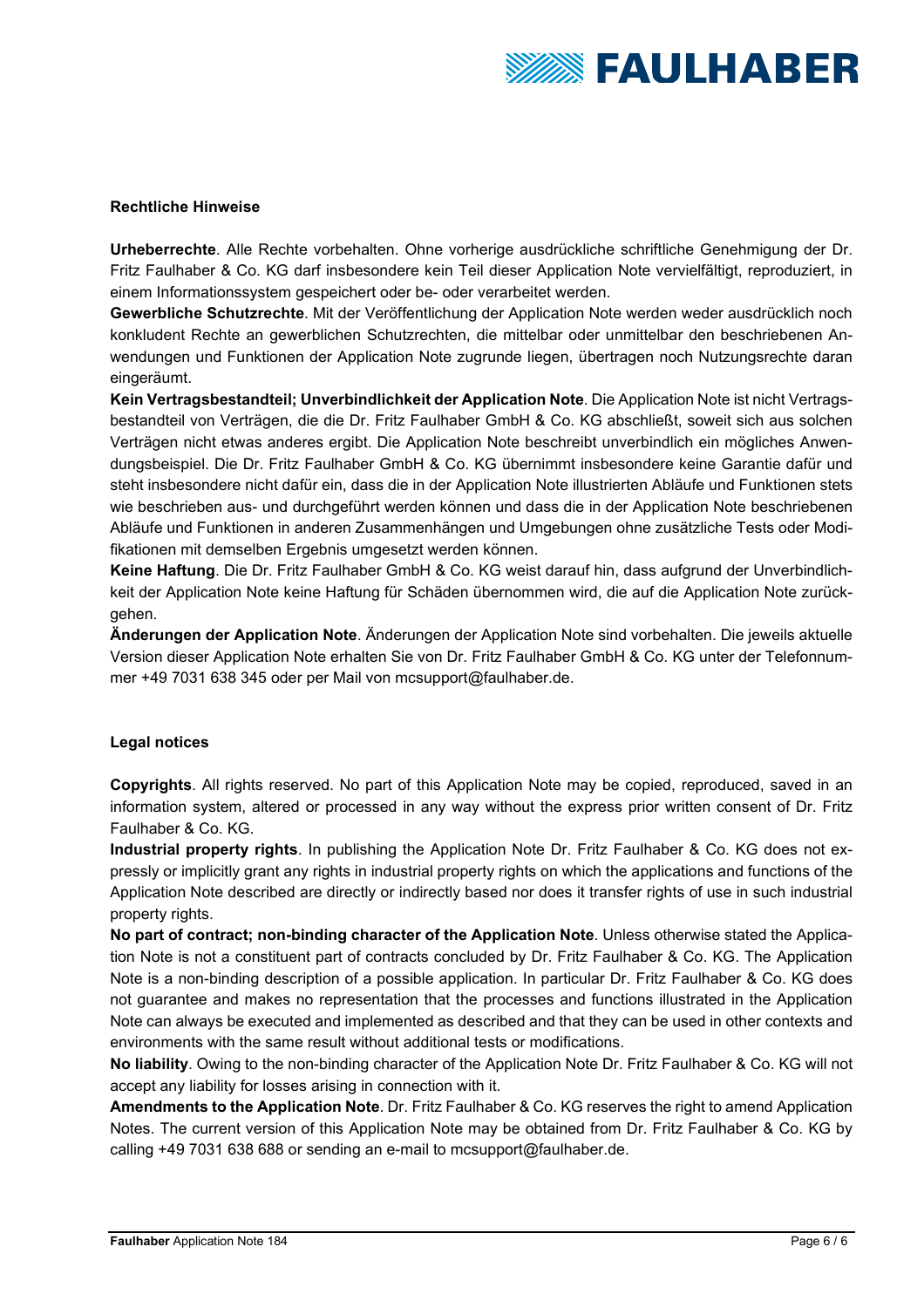**Rechtliche Hinweise**

**Urheberrechte**. Alle Rechte vorbehalten. Ohne vorherige ausdrückliche schriftliche Genehmigung der Dr. Fritz Faulhaber & Co. KG darf insbesondere kein Teil dieser Application Note vervielfältigt, reproduziert, in einem Informationssystem gespeichert oder be- oder verarbeitet werden.
**Gewerbliche Schutzrechte**. Mit der Veröffentlichung der Application Note werden weder ausdrücklich noch konkludent Rechte an gewerblichen Schutzrechten, die mittelbar oder unmittelbar den beschriebenen Anwendungen und Funktionen der Application Note zugrunde liegen, übertragen noch Nutzungsrechte daran eingeräumt.
**Kein Vertragsbestandteil; Unverbindlichkeit der Application Note**. Die Application Note ist nicht Vertragsbestandteil von Verträgen, die die Dr. Fritz Faulhaber GmbH & Co. KG abschließt, soweit sich aus solchen Verträgen nicht etwas anderes ergibt. Die Application Note beschreibt unverbindlich ein mögliches Anwendungsbeispiel. Die Dr. Fritz Faulhaber GmbH & Co. KG übernimmt insbesondere keine Garantie dafür und steht insbesondere nicht dafür ein, dass die in der Application Note illustrierten Abläufe und Funktionen stets wie beschrieben aus- und durchgeführt werden können und dass die in der Application Note beschriebenen Abläufe und Funktionen in anderen Zusammenhängen und Umgebungen ohne zusätzliche Tests oder Modifikationen mit demselben Ergebnis umgesetzt werden können.
**Keine Haftung**. Die Dr. Fritz Faulhaber GmbH & Co. KG weist darauf hin, dass aufgrund der Unverbindlichkeit der Application Note keine Haftung für Schäden übernommen wird, die auf die Application Note zurückgehen.
**Änderungen der Application Note**. Änderungen der Application Note sind vorbehalten. Die jeweils aktuelle Version dieser Application Note erhalten Sie von Dr. Fritz Faulhaber GmbH & Co. KG unter der Telefonnummer +49 7031 638 345 oder per Mail von mcsupport@faulhaber.de.

**Legal notices**

**Copyrights**. All rights reserved. No part of this Application Note may be copied, reproduced, saved in an information system, altered or processed in any way without the express prior written consent of Dr. Fritz Faulhaber & Co. KG.
**Industrial property rights**. In publishing the Application Note Dr. Fritz Faulhaber & Co. KG does not expressly or implicitly grant any rights in industrial property rights on which the applications and functions of the Application Note described are directly or indirectly based nor does it transfer rights of use in such industrial property rights.
**No part of contract; non-binding character of the Application Note**. Unless otherwise stated the Application Note is not a constituent part of contracts concluded by Dr. Fritz Faulhaber & Co. KG. The Application Note is a non-binding description of a possible application. In particular Dr. Fritz Faulhaber & Co. KG does not guarantee and makes no representation that the processes and functions illustrated in the Application Note can always be executed and implemented as described and that they can be used in other contexts and environments with the same result without additional tests or modifications.
**No liability**. Owing to the non-binding character of the Application Note Dr. Fritz Faulhaber & Co. KG will not accept any liability for losses arising in connection with it.
**Amendments to the Application Note**. Dr. Fritz Faulhaber & Co. KG reserves the right to amend Application Notes. The current version of this Application Note may be obtained from Dr. Fritz Faulhaber & Co. KG by calling +49 7031 638 688 or sending an e-mail to mcsupport@faulhaber.de.